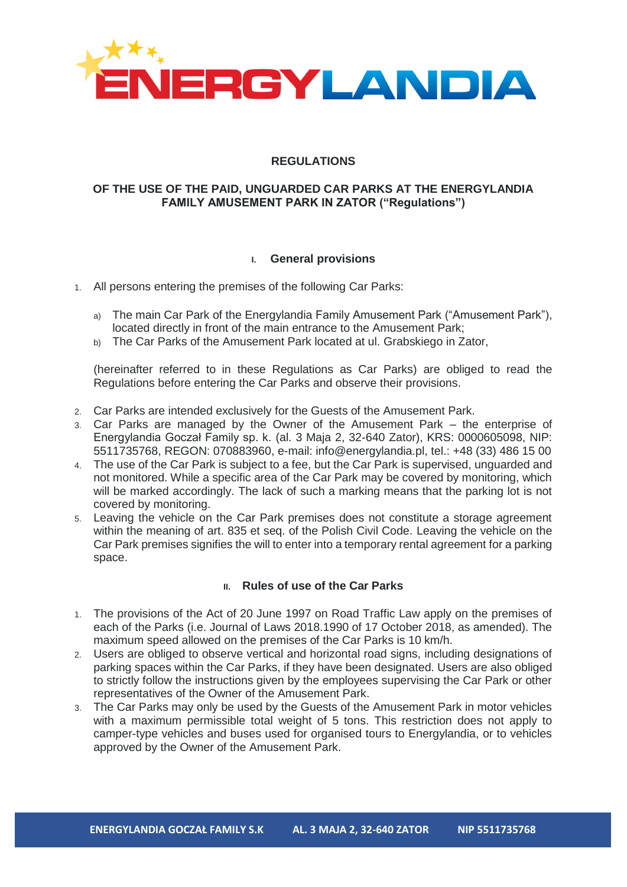# REGULATIONS

## OF THE USE OF THE PAID, UNGUARDED CAR PARKS AT THE ENERGYLANDIA FAMILY AMUSEMENT PARK IN ZATOR ("Regulations")

### I. General provisions

1. All persons entering the premises of the following Car Parks:

   a) The main Car Park of the Energylandia Family Amusement Park ("Amusement Park"), located directly in front of the main entrance to the Amusement Park;

   b) The Car Parks of the Amusement Park located at ul. Grabskiego in Zator,

   (hereinafter referred to in these Regulations as Car Parks) are obliged to read the Regulations before entering the Car Parks and observe their provisions.

2. Car Parks are intended exclusively for the Guests of the Amusement Park.
3. Car Parks are managed by the Owner of the Amusement Park – the enterprise of Energylandia Goczał Family sp. k. (al. 3 Maja 2, 32-640 Zator), KRS: 0000605098, NIP: 5511735768, REGON: 070883960, e-mail: info@energylandia.pl, tel.: +48 (33) 486 15 00
4. The use of the Car Park is subject to a fee, but the Car Park is supervised, unguarded and not monitored. While a specific area of the Car Park may be covered by monitoring, which will be marked accordingly. The lack of such a marking means that the parking lot is not covered by monitoring.
5. Leaving the vehicle on the Car Park premises does not constitute a storage agreement within the meaning of art. 835 et seq. of the Polish Civil Code. Leaving the vehicle on the Car Park premises signifies the will to enter into a temporary rental agreement for a parking space.

### II. Rules of use of the Car Parks

1. The provisions of the Act of 20 June 1997 on Road Traffic Law apply on the premises of each of the Parks (i.e. Journal of Laws 2018.1990 of 17 October 2018, as amended). The maximum speed allowed on the premises of the Car Parks is 10 km/h.
2. Users are obliged to observe vertical and horizontal road signs, including designations of parking spaces within the Car Parks, if they have been designated. Users are also obliged to strictly follow the instructions given by the employees supervising the Car Park or other representatives of the Owner of the Amusement Park.
3. The Car Parks may only be used by the Guests of the Amusement Park in motor vehicles with a maximum permissible total weight of 5 tons. This restriction does not apply to camper-type vehicles and buses used for organised tours to Energylandia, or to vehicles approved by the Owner of the Amusement Park.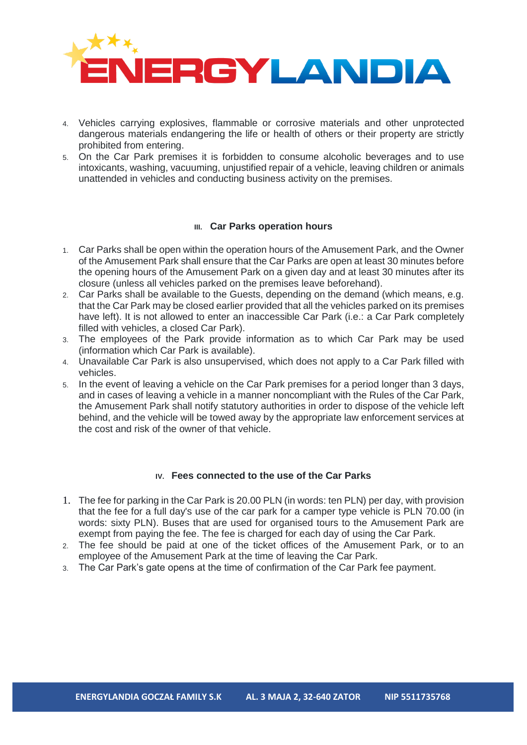4. Vehicles carrying explosives, flammable or corrosive materials and other unprotected dangerous materials endangering the life or health of others or their property are strictly prohibited from entering.
5. On the Car Park premises it is forbidden to consume alcoholic beverages and to use intoxicants, washing, vacuuming, unjustified repair of a vehicle, leaving children or animals unattended in vehicles and conducting business activity on the premises.

## III. Car Parks operation hours

1. Car Parks shall be open within the operation hours of the Amusement Park, and the Owner of the Amusement Park shall ensure that the Car Parks are open at least 30 minutes before the opening hours of the Amusement Park on a given day and at least 30 minutes after its closure (unless all vehicles parked on the premises leave beforehand).
2. Car Parks shall be available to the Guests, depending on the demand (which means, e.g. that the Car Park may be closed earlier provided that all the vehicles parked on its premises have left). It is not allowed to enter an inaccessible Car Park (i.e.: a Car Park completely filled with vehicles, a closed Car Park).
3. The employees of the Park provide information as to which Car Park may be used (information which Car Park is available).
4. Unavailable Car Park is also unsupervised, which does not apply to a Car Park filled with vehicles.
5. In the event of leaving a vehicle on the Car Park premises for a period longer than 3 days, and in cases of leaving a vehicle in a manner noncompliant with the Rules of the Car Park, the Amusement Park shall notify statutory authorities in order to dispose of the vehicle left behind, and the vehicle will be towed away by the appropriate law enforcement services at the cost and risk of the owner of that vehicle.

## IV. Fees connected to the use of the Car Parks

1. The fee for parking in the Car Park is 20.00 PLN (in words: ten PLN) per day, with provision that the fee for a full day's use of the car park for a camper type vehicle is PLN 70.00 (in words: sixty PLN). Buses that are used for organised tours to the Amusement Park are exempt from paying the fee. The fee is charged for each day of using the Car Park.
2. The fee should be paid at one of the ticket offices of the Amusement Park, or to an employee of the Amusement Park at the time of leaving the Car Park.
3. The Car Park's gate opens at the time of confirmation of the Car Park fee payment.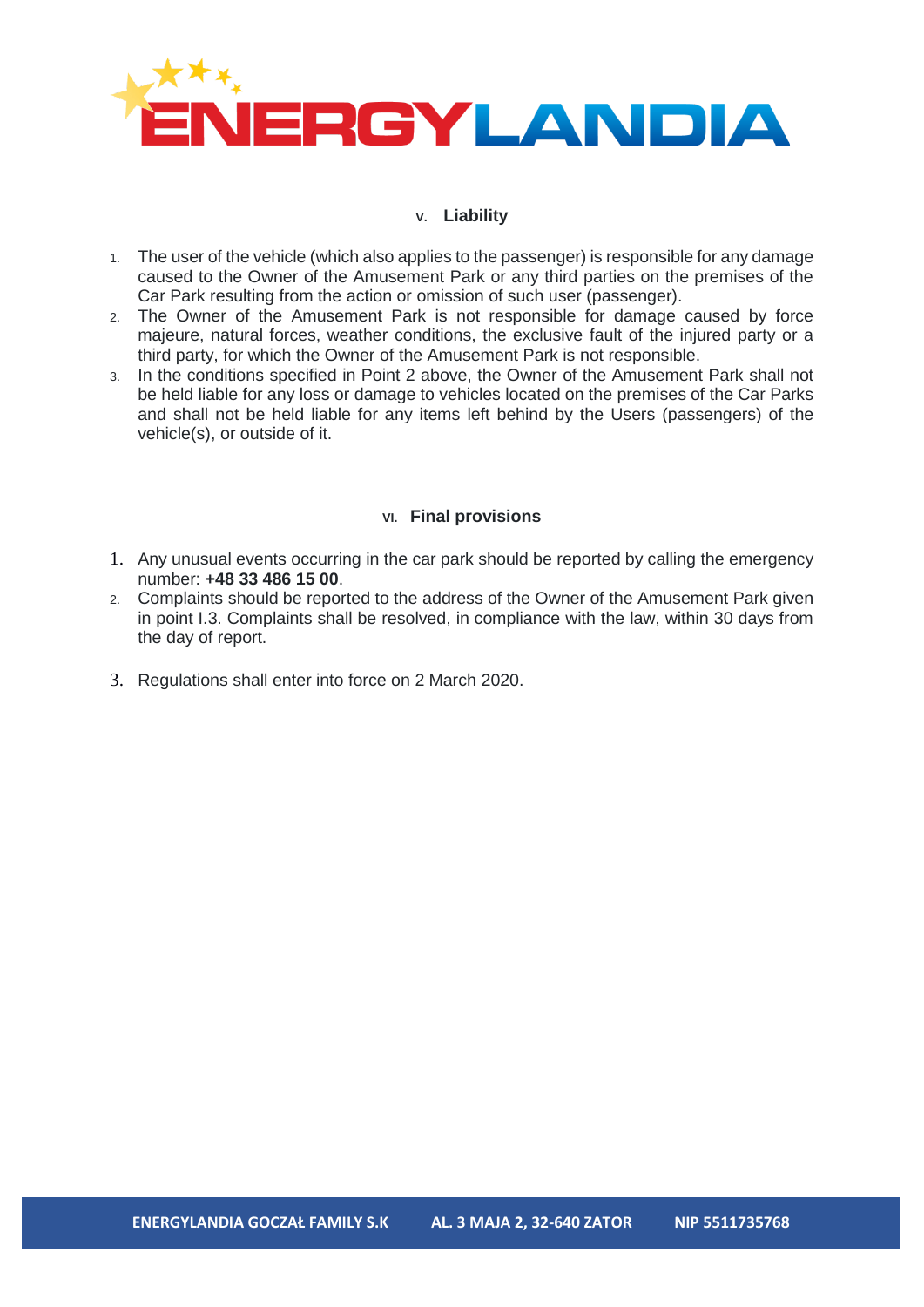## V. Liability

1. The user of the vehicle (which also applies to the passenger) is responsible for any damage caused to the Owner of the Amusement Park or any third parties on the premises of the Car Park resulting from the action or omission of such user (passenger).
2. The Owner of the Amusement Park is not responsible for damage caused by force majeure, natural forces, weather conditions, the exclusive fault of the injured party or a third party, for which the Owner of the Amusement Park is not responsible.
3. In the conditions specified in Point 2 above, the Owner of the Amusement Park shall not be held liable for any loss or damage to vehicles located on the premises of the Car Parks and shall not be held liable for any items left behind by the Users (passengers) of the vehicle(s), or outside of it.

## VI. Final provisions

1. Any unusual events occurring in the car park should be reported by calling the emergency number: **+48 33 486 15 00**.
2. Complaints should be reported to the address of the Owner of the Amusement Park given in point I.3. Complaints shall be resolved, in compliance with the law, within 30 days from the day of report.
3. Regulations shall enter into force on 2 March 2020.